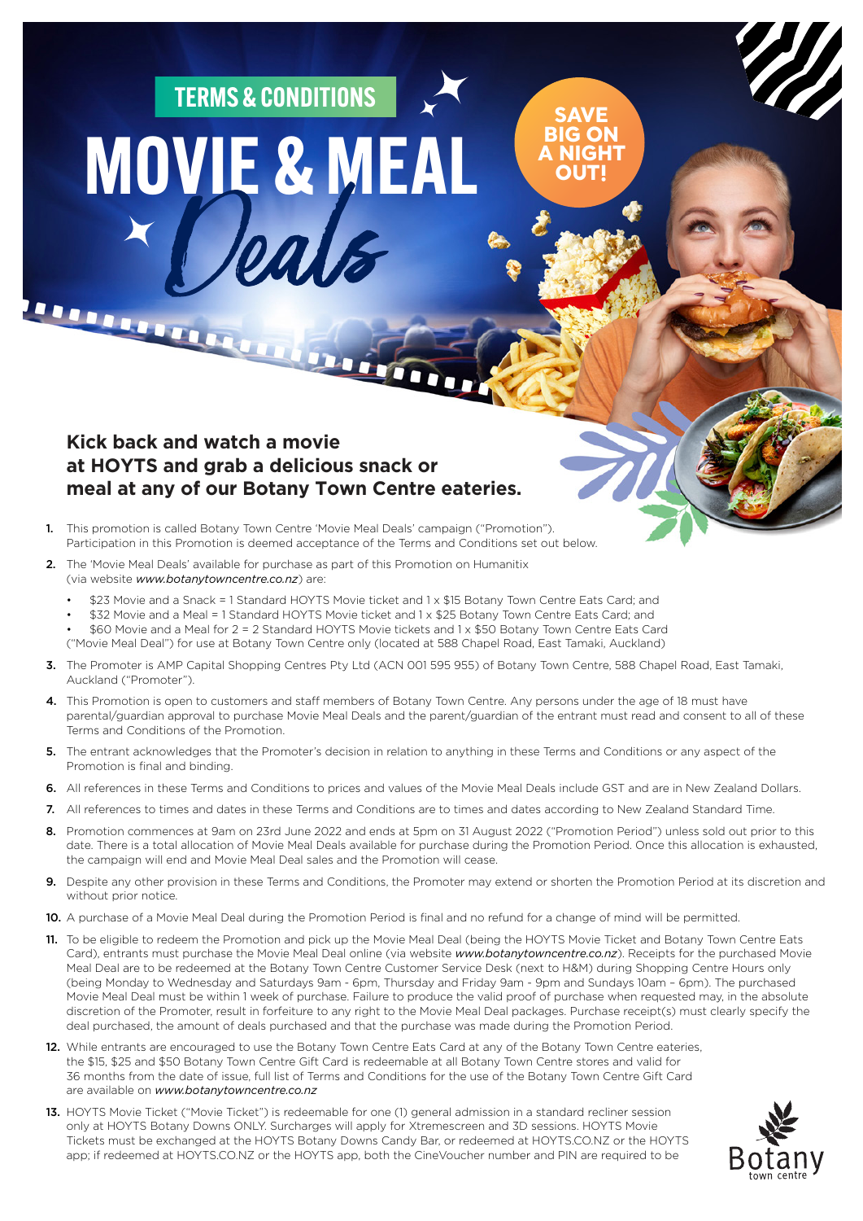TERMS & CONDITIONS

# MOVIE & MEAL Deals

SAVE BIG ON A NIGHT OUT!

## Kick back and watch a movie at HOYTS and grab a delicious snack or meal at any of our Botany Town Centre eateries.

1. This promotion is called Botany Town Centre 'Movie Meal Deals' campaign ("Promotion"). Participation in this Promotion is deemed acceptance of the Terms and Conditions set out below.

2. The 'Movie Meal Deals' available for purchase as part of this Promotion on Humanitix (via website *www.botanytowncentre.co.nz*) are:
   - $23 Movie and a Snack = 1 Standard HOYTS Movie ticket and 1 x $15 Botany Town Centre Eats Card; and
   - $32 Movie and a Meal = 1 Standard HOYTS Movie ticket and 1 x $25 Botany Town Centre Eats Card; and
   - $60 Movie and a Meal for 2 = 2 Standard HOYTS Movie tickets and 1 x $50 Botany Town Centre Eats Card

   ("Movie Meal Deal") for use at Botany Town Centre only (located at 588 Chapel Road, East Tamaki, Auckland)

3. The Promoter is AMP Capital Shopping Centres Pty Ltd (ACN 001 595 955) of Botany Town Centre, 588 Chapel Road, East Tamaki, Auckland ("Promoter").

4. This Promotion is open to customers and staff members of Botany Town Centre. Any persons under the age of 18 must have parental/guardian approval to purchase Movie Meal Deals and the parent/guardian of the entrant must read and consent to all of these Terms and Conditions of the Promotion.

5. The entrant acknowledges that the Promoter's decision in relation to anything in these Terms and Conditions or any aspect of the Promotion is final and binding.

6. All references in these Terms and Conditions to prices and values of the Movie Meal Deals include GST and are in New Zealand Dollars.

7. All references to times and dates in these Terms and Conditions are to times and dates according to New Zealand Standard Time.

8. Promotion commences at 9am on 23rd June 2022 and ends at 5pm on 31 August 2022 ("Promotion Period") unless sold out prior to this date. There is a total allocation of Movie Meal Deals available for purchase during the Promotion Period. Once this allocation is exhausted, the campaign will end and Movie Meal Deal sales and the Promotion will cease.

9. Despite any other provision in these Terms and Conditions, the Promoter may extend or shorten the Promotion Period at its discretion and without prior notice.

10. A purchase of a Movie Meal Deal during the Promotion Period is final and no refund for a change of mind will be permitted.

11. To be eligible to redeem the Promotion and pick up the Movie Meal Deal (being the HOYTS Movie Ticket and Botany Town Centre Eats Card), entrants must purchase the Movie Meal Deal online (via website *www.botanytowncentre.co.nz*). Receipts for the purchased Movie Meal Deal are to be redeemed at the Botany Town Centre Customer Service Desk (next to H&M) during Shopping Centre Hours only (being Monday to Wednesday and Saturdays 9am - 6pm, Thursday and Friday 9am - 9pm and Sundays 10am – 6pm). The purchased Movie Meal Deal must be within 1 week of purchase. Failure to produce the valid proof of purchase when requested may, in the absolute discretion of the Promoter, result in forfeiture to any right to the Movie Meal Deal packages. Purchase receipt(s) must clearly specify the deal purchased, the amount of deals purchased and that the purchase was made during the Promotion Period.

12. While entrants are encouraged to use the Botany Town Centre Eats Card at any of the Botany Town Centre eateries, the $15, $25 and $50 Botany Town Centre Gift Card is redeemable at all Botany Town Centre stores and valid for 36 months from the date of issue, full list of Terms and Conditions for the use of the Botany Town Centre Gift Card are available on *www.botanytowncentre.co.nz*

13. HOYTS Movie Ticket ("Movie Ticket") is redeemable for one (1) general admission in a standard recliner session only at HOYTS Botany Downs ONLY. Surcharges will apply for Xtremescreen and 3D sessions. HOYTS Movie Tickets must be exchanged at the HOYTS Botany Downs Candy Bar, or redeemed at HOYTS.CO.NZ or the HOYTS app; if redeemed at HOYTS.CO.NZ or the HOYTS app, both the CineVoucher number and PIN are required to be

Botany town centre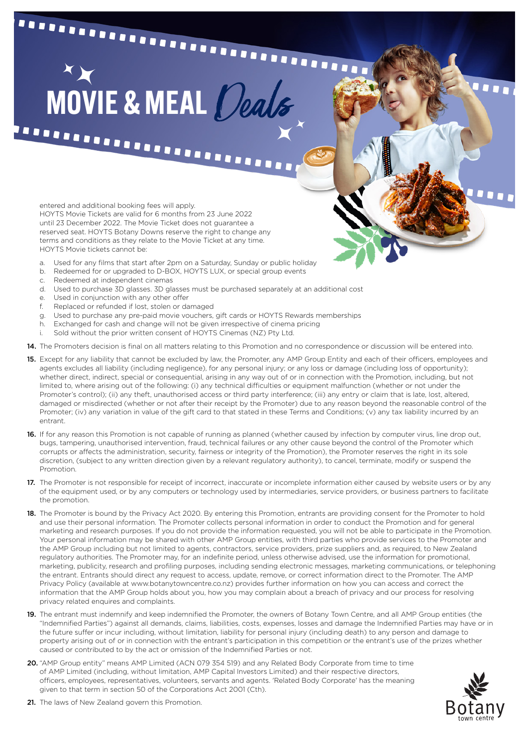# MOVIE & MEAL *Deals*

entered and additional booking fees will apply.
HOYTS Movie Tickets are valid for 6 months from 23 June 2022 until 23 December 2022. The Movie Ticket does not guarantee a reserved seat. HOYTS Botany Downs reserve the right to change any terms and conditions as they relate to the Movie Ticket at any time. HOYTS Movie tickets cannot be:

a. Used for any films that start after 2pm on a Saturday, Sunday or public holiday
b. Redeemed for or upgraded to D-BOX, HOYTS LUX, or special group events
c. Redeemed at independent cinemas
d. Used to purchase 3D glasses. 3D glasses must be purchased separately at an additional cost
e. Used in conjunction with any other offer
f. Replaced or refunded if lost, stolen or damaged
g. Used to purchase any pre-paid movie vouchers, gift cards or HOYTS Rewards memberships
h. Exchanged for cash and change will not be given irrespective of cinema pricing
i. Sold without the prior written consent of HOYTS Cinemas (NZ) Pty Ltd.

**14.** The Promoters decision is final on all matters relating to this Promotion and no correspondence or discussion will be entered into.

**15.** Except for any liability that cannot be excluded by law, the Promoter, any AMP Group Entity and each of their officers, employees and agents excludes all liability (including negligence), for any personal injury; or any loss or damage (including loss of opportunity); whether direct, indirect, special or consequential, arising in any way out of or in connection with the Promotion, including, but not limited to, where arising out of the following: (i) any technical difficulties or equipment malfunction (whether or not under the Promoter's control); (ii) any theft, unauthorised access or third party interference; (iii) any entry or claim that is late, lost, altered, damaged or misdirected (whether or not after their receipt by the Promoter) due to any reason beyond the reasonable control of the Promoter; (iv) any variation in value of the gift card to that stated in these Terms and Conditions; (v) any tax liability incurred by an entrant.

**16.** If for any reason this Promotion is not capable of running as planned (whether caused by infection by computer virus, line drop out, bugs, tampering, unauthorised intervention, fraud, technical failures or any other cause beyond the control of the Promoter which corrupts or affects the administration, security, fairness or integrity of the Promotion), the Promoter reserves the right in its sole discretion, (subject to any written direction given by a relevant regulatory authority), to cancel, terminate, modify or suspend the Promotion.

**17.** The Promoter is not responsible for receipt of incorrect, inaccurate or incomplete information either caused by website users or by any of the equipment used, or by any computers or technology used by intermediaries, service providers, or business partners to facilitate the promotion.

**18.** The Promoter is bound by the Privacy Act 2020. By entering this Promotion, entrants are providing consent for the Promoter to hold and use their personal information. The Promoter collects personal information in order to conduct the Promotion and for general marketing and research purposes. If you do not provide the information requested, you will not be able to participate in the Promotion. Your personal information may be shared with other AMP Group entities, with third parties who provide services to the Promoter and the AMP Group including but not limited to agents, contractors, service providers, prize suppliers and, as required, to New Zealand regulatory authorities. The Promoter may, for an indefinite period, unless otherwise advised, use the information for promotional, marketing, publicity, research and profiling purposes, including sending electronic messages, marketing communications, or telephoning the entrant. Entrants should direct any request to access, update, remove, or correct information direct to the Promoter. The AMP Privacy Policy (available at www.botanytowncentre.co.nz) provides further information on how you can access and correct the information that the AMP Group holds about you, how you may complain about a breach of privacy and our process for resolving privacy related enquires and complaints.

**19.** The entrant must indemnify and keep indemnified the Promoter, the owners of Botany Town Centre, and all AMP Group entities (the "Indemnified Parties") against all demands, claims, liabilities, costs, expenses, losses and damage the Indemnified Parties may have or in the future suffer or incur including, without limitation, liability for personal injury (including death) to any person and damage to property arising out of or in connection with the entrant's participation in this competition or the entrant's use of the prizes whether caused or contributed to by the act or omission of the Indemnified Parties or not.

**20.** "AMP Group entity" means AMP Limited (ACN 079 354 519) and any Related Body Corporate from time to time of AMP Limited (including, without limitation, AMP Capital Investors Limited) and their respective directors, officers, employees, representatives, volunteers, servants and agents. 'Related Body Corporate' has the meaning given to that term in section 50 of the Corporations Act 2001 (Cth).

**21.** The laws of New Zealand govern this Promotion.

Botany town centre